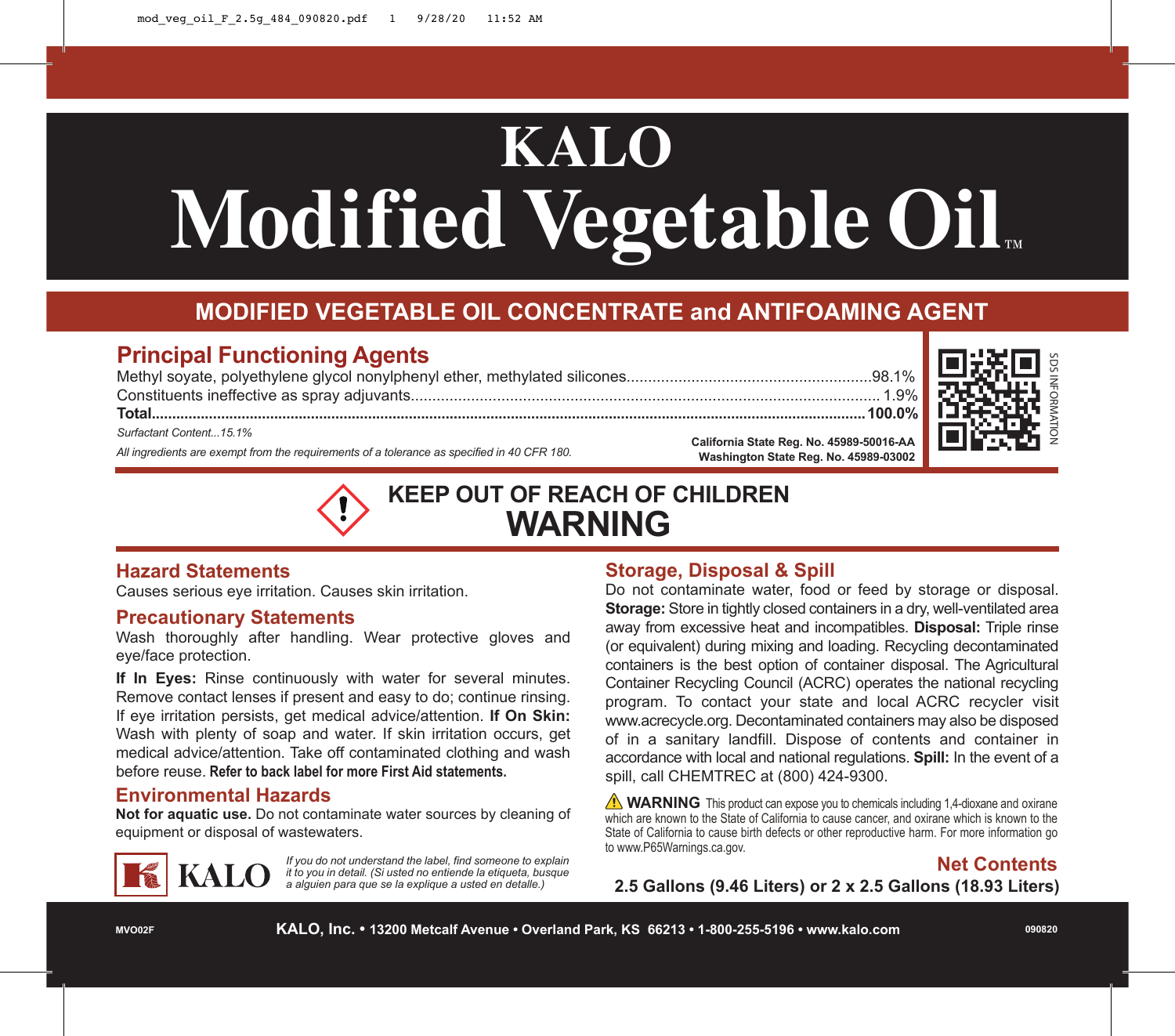# KALO

# Modified Vegetable Oil™

## MODIFIED VEGETABLE OIL CONCENTRATE and ANTIFOAMING AGENT

### Principal Functioning Agents

Methyl soyate, polyethylene glycol nonylphenyl ether, methylated silicones........................................................98.1%
Constituents ineffective as spray adjuvants........................................................................................................... 1.9%
**Total.........................................................................................................................................................100.0%**

*Surfactant Content...15.1%*

*All ingredients are exempt from the requirements of a tolerance as specified in 40 CFR 180.*

**California State Reg. No. 45989-50016-AA**
**Washington State Reg. No. 45989-03002**

SDS INFORMATION

## KEEP OUT OF REACH OF CHILDREN

## WARNING

### Hazard Statements

Causes serious eye irritation. Causes skin irritation.

### Precautionary Statements

Wash thoroughly after handling. Wear protective gloves and eye/face protection.

**If In Eyes:** Rinse continuously with water for several minutes. Remove contact lenses if present and easy to do; continue rinsing. If eye irritation persists, get medical advice/attention. **If On Skin:** Wash with plenty of soap and water. If skin irritation occurs, get medical advice/attention. Take off contaminated clothing and wash before reuse. **Refer to back label for more First Aid statements.**

### Environmental Hazards

**Not for aquatic use.** Do not contaminate water sources by cleaning of equipment or disposal of wastewaters.

KALO

*If you do not understand the label, find someone to explain it to you in detail. (Si usted no entiende la etiqueta, busque a alguien para que se la explique a usted en detalle.)*

### Storage, Disposal & Spill

Do not contaminate water, food or feed by storage or disposal. **Storage:** Store in tightly closed containers in a dry, well-ventilated area away from excessive heat and incompatibles. **Disposal:** Triple rinse (or equivalent) during mixing and loading. Recycling decontaminated containers is the best option of container disposal. The Agricultural Container Recycling Council (ACRC) operates the national recycling program. To contact your state and local ACRC recycler visit www.acrecycle.org. Decontaminated containers may also be disposed of in a sanitary landfill. Dispose of contents and container in accordance with local and national regulations. **Spill:** In the event of a spill, call CHEMTREC at (800) 424-9300.

**WARNING** This product can expose you to chemicals including 1,4-dioxane and oxirane which are known to the State of California to cause cancer, and oxirane which is known to the State of California to cause birth defects or other reproductive harm. For more information go to www.P65Warnings.ca.gov.

### Net Contents

**2.5 Gallons (9.46 Liters) or 2 x 2.5 Gallons (18.93 Liters)**

MVO02F

**KALO, Inc. • 13200 Metcalf Avenue • Overland Park, KS 66213 • 1-800-255-5196 • www.kalo.com**

090820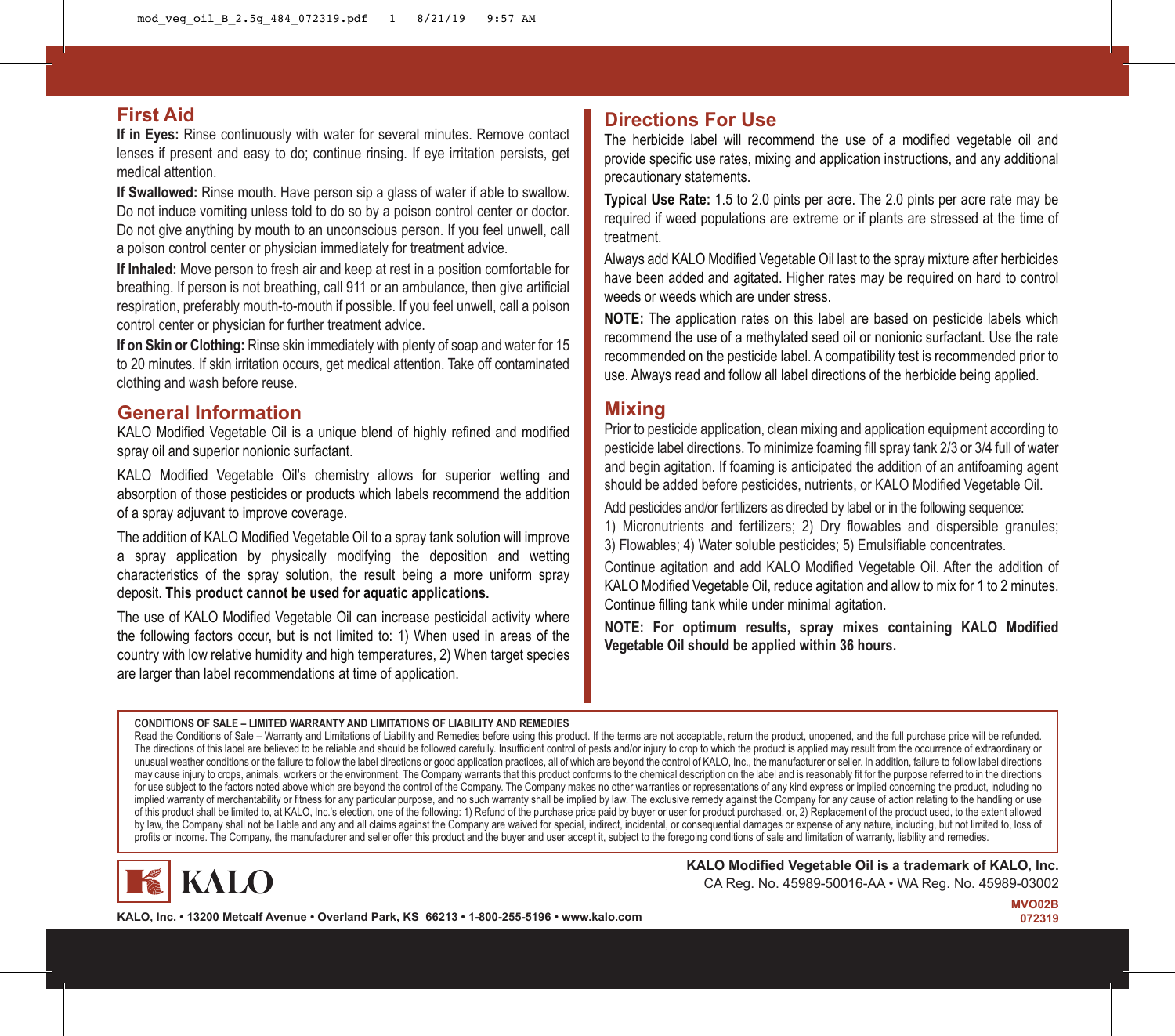## First Aid

**If in Eyes:** Rinse continuously with water for several minutes. Remove contact lenses if present and easy to do; continue rinsing. If eye irritation persists, get medical attention.

**If Swallowed:** Rinse mouth. Have person sip a glass of water if able to swallow. Do not induce vomiting unless told to do so by a poison control center or doctor. Do not give anything by mouth to an unconscious person. If you feel unwell, call a poison control center or physician immediately for treatment advice.

**If Inhaled:** Move person to fresh air and keep at rest in a position comfortable for breathing. If person is not breathing, call 911 or an ambulance, then give artificial respiration, preferably mouth-to-mouth if possible. If you feel unwell, call a poison control center or physician for further treatment advice.

**If on Skin or Clothing:** Rinse skin immediately with plenty of soap and water for 15 to 20 minutes. If skin irritation occurs, get medical attention. Take off contaminated clothing and wash before reuse.

## General Information

KALO Modified Vegetable Oil is a unique blend of highly refined and modified spray oil and superior nonionic surfactant.

KALO Modified Vegetable Oil's chemistry allows for superior wetting and absorption of those pesticides or products which labels recommend the addition of a spray adjuvant to improve coverage.

The addition of KALO Modified Vegetable Oil to a spray tank solution will improve a spray application by physically modifying the deposition and wetting characteristics of the spray solution, the result being a more uniform spray deposit. **This product cannot be used for aquatic applications.**

The use of KALO Modified Vegetable Oil can increase pesticidal activity where the following factors occur, but is not limited to: 1) When used in areas of the country with low relative humidity and high temperatures, 2) When target species are larger than label recommendations at time of application.

## Directions For Use

The herbicide label will recommend the use of a modified vegetable oil and provide specific use rates, mixing and application instructions, and any additional precautionary statements.

**Typical Use Rate:** 1.5 to 2.0 pints per acre. The 2.0 pints per acre rate may be required if weed populations are extreme or if plants are stressed at the time of treatment.

Always add KALO Modified Vegetable Oil last to the spray mixture after herbicides have been added and agitated. Higher rates may be required on hard to control weeds or weeds which are under stress.

**NOTE:** The application rates on this label are based on pesticide labels which recommend the use of a methylated seed oil or nonionic surfactant. Use the rate recommended on the pesticide label. A compatibility test is recommended prior to use. Always read and follow all label directions of the herbicide being applied.

## Mixing

Prior to pesticide application, clean mixing and application equipment according to pesticide label directions. To minimize foaming fill spray tank 2/3 or 3/4 full of water and begin agitation. If foaming is anticipated the addition of an antifoaming agent should be added before pesticides, nutrients, or KALO Modified Vegetable Oil.

Add pesticides and/or fertilizers as directed by label or in the following sequence:
1) Micronutrients and fertilizers; 2) Dry flowables and dispersible granules; 3) Flowables; 4) Water soluble pesticides; 5) Emulsifiable concentrates.

Continue agitation and add KALO Modified Vegetable Oil. After the addition of KALO Modified Vegetable Oil, reduce agitation and allow to mix for 1 to 2 minutes. Continue filling tank while under minimal agitation.

**NOTE: For optimum results, spray mixes containing KALO Modified Vegetable Oil should be applied within 36 hours.**

**CONDITIONS OF SALE – LIMITED WARRANTY AND LIMITATIONS OF LIABILITY AND REMEDIES**

Read the Conditions of Sale – Warranty and Limitations of Liability and Remedies before using this product. If the terms are not acceptable, return the product, unopened, and the full purchase price will be refunded. The directions of this label are believed to be reliable and should be followed carefully. Insufficient control of pests and/or injury to crop to which the product is applied may result from the occurrence of extraordinary or unusual weather conditions or the failure to follow the label directions or good application practices, all of which are beyond the control of KALO, Inc., the manufacturer or seller. In addition, failure to follow label directions may cause injury to crops, animals, workers or the environment. The Company warrants that this product conforms to the chemical description on the label and is reasonably fit for the purpose referred to in the directions for use subject to the factors noted above which are beyond the control of the Company. The Company makes no other warranties or representations of any kind express or implied concerning the product, including no implied warranty of merchantability or fitness for any particular purpose, and no such warranty shall be implied by law. The exclusive remedy against the Company for any cause of action relating to the handling or use of this product shall be limited to, at KALO, Inc.'s election, one of the following: 1) Refund of the purchase price paid by buyer or user for product purchased, or, 2) Replacement of the product used, to the extent allowed by law, the Company shall not be liable and any and all claims against the Company are waived for special, indirect, incidental, or consequential damages or expense of any nature, including, but not limited to, loss of profits or income. The Company, the manufacturer and seller offer this product and the buyer and user accept it, subject to the foregoing conditions of sale and limitation of warranty, liability and remedies.

KALO

**KALO Modified Vegetable Oil is a trademark of KALO, Inc.**
CA Reg. No. 45989-50016-AA • WA Reg. No. 45989-03002

**KALO, Inc. • 13200 Metcalf Avenue • Overland Park, KS 66213 • 1-800-255-5196 • www.kalo.com**

**MVO02B**
**072319**